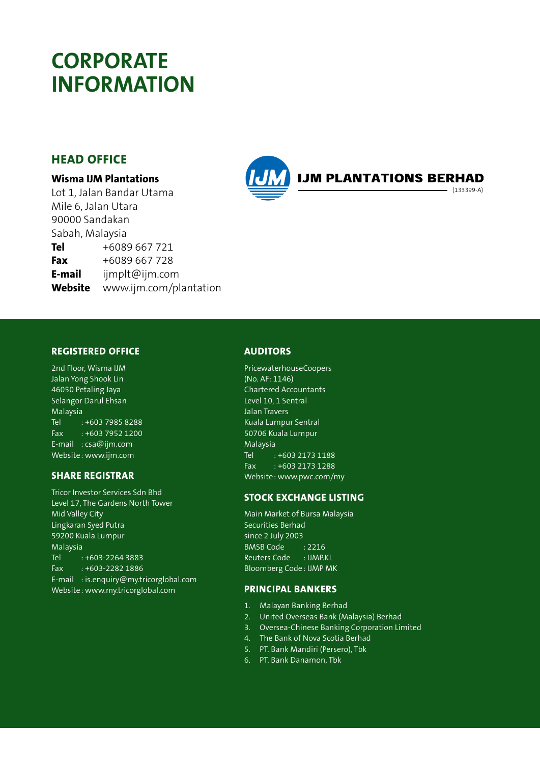# CORPORATE INFORMATION

## HEAD OFFICE

**Wisma IJM Plantations**
Lot 1, Jalan Bandar Utama
Mile 6, Jalan Utara
90000 Sandakan
Sabah, Malaysia
**Tel** +6089 667 721
**Fax** +6089 667 728
**E-mail** ijmplt@ijm.com
**Website** www.ijm.com/plantation

**IJM PLANTATIONS BERHAD**
(133399-A)

## REGISTERED OFFICE

2nd Floor, Wisma IJM
Jalan Yong Shook Lin
46050 Petaling Jaya
Selangor Darul Ehsan
Malaysia
Tel : +603 7985 8288
Fax : +603 7952 1200
E-mail : csa@ijm.com
Website : www.ijm.com

## SHARE REGISTRAR

Tricor Investor Services Sdn Bhd
Level 17, The Gardens North Tower
Mid Valley City
Lingkaran Syed Putra
59200 Kuala Lumpur
Malaysia
Tel : +603-2264 3883
Fax : +603-2282 1886
E-mail : is.enquiry@my.tricorglobal.com
Website : www.my.tricorglobal.com

## AUDITORS

PricewaterhouseCoopers
(No. AF: 1146)
Chartered Accountants
Level 10, 1 Sentral
Jalan Travers
Kuala Lumpur Sentral
50706 Kuala Lumpur
Malaysia
Tel : +603 2173 1188
Fax : +603 2173 1288
Website : www.pwc.com/my

## STOCK EXCHANGE LISTING

Main Market of Bursa Malaysia
Securities Berhad
since 2 July 2003
BMSB Code : 2216
Reuters Code : IJMP.KL
Bloomberg Code : IJMP MK

## PRINCIPAL BANKERS

1. Malayan Banking Berhad
2. United Overseas Bank (Malaysia) Berhad
3. Oversea-Chinese Banking Corporation Limited
4. The Bank of Nova Scotia Berhad
5. PT. Bank Mandiri (Persero), Tbk
6. PT. Bank Danamon, Tbk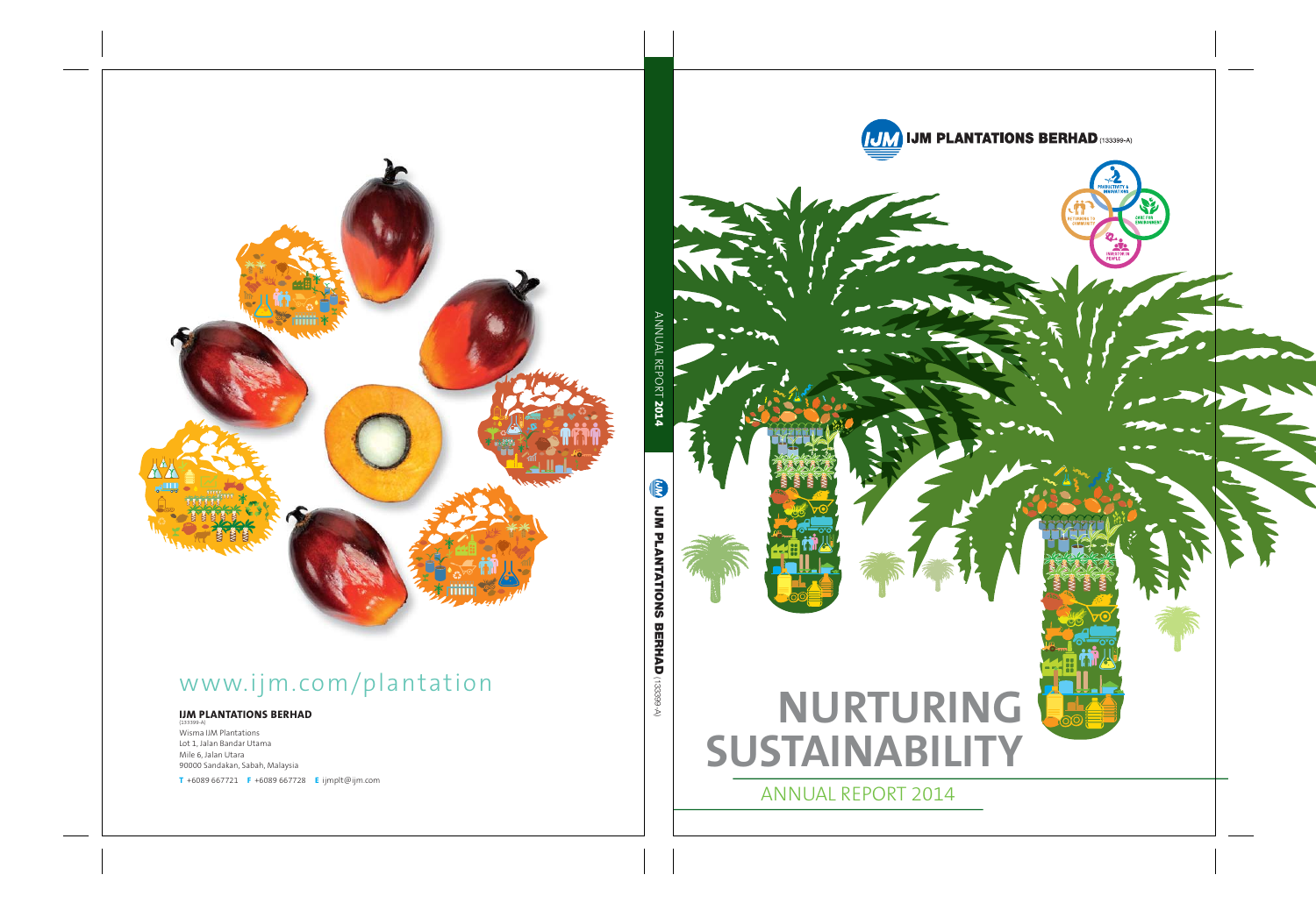www.ijm.com/plantation

**IJM PLANTATIONS BERHAD**
(133399-A)
Wisma IJM Plantations
Lot 1, Jalan Bandar Utama
Mile 6, Jalan Utara
90000 Sandakan, Sabah, Malaysia

T +6089 667721 F +6089 667728 E ijmplt@ijm.com

ANNUAL REPORT **2014**

**IJM PLANTATIONS BERHAD** (133399-A)

**IJM PLANTATIONS BERHAD** (133399-A)

# NURTURING SUSTAINABILITY

ANNUAL REPORT 2014